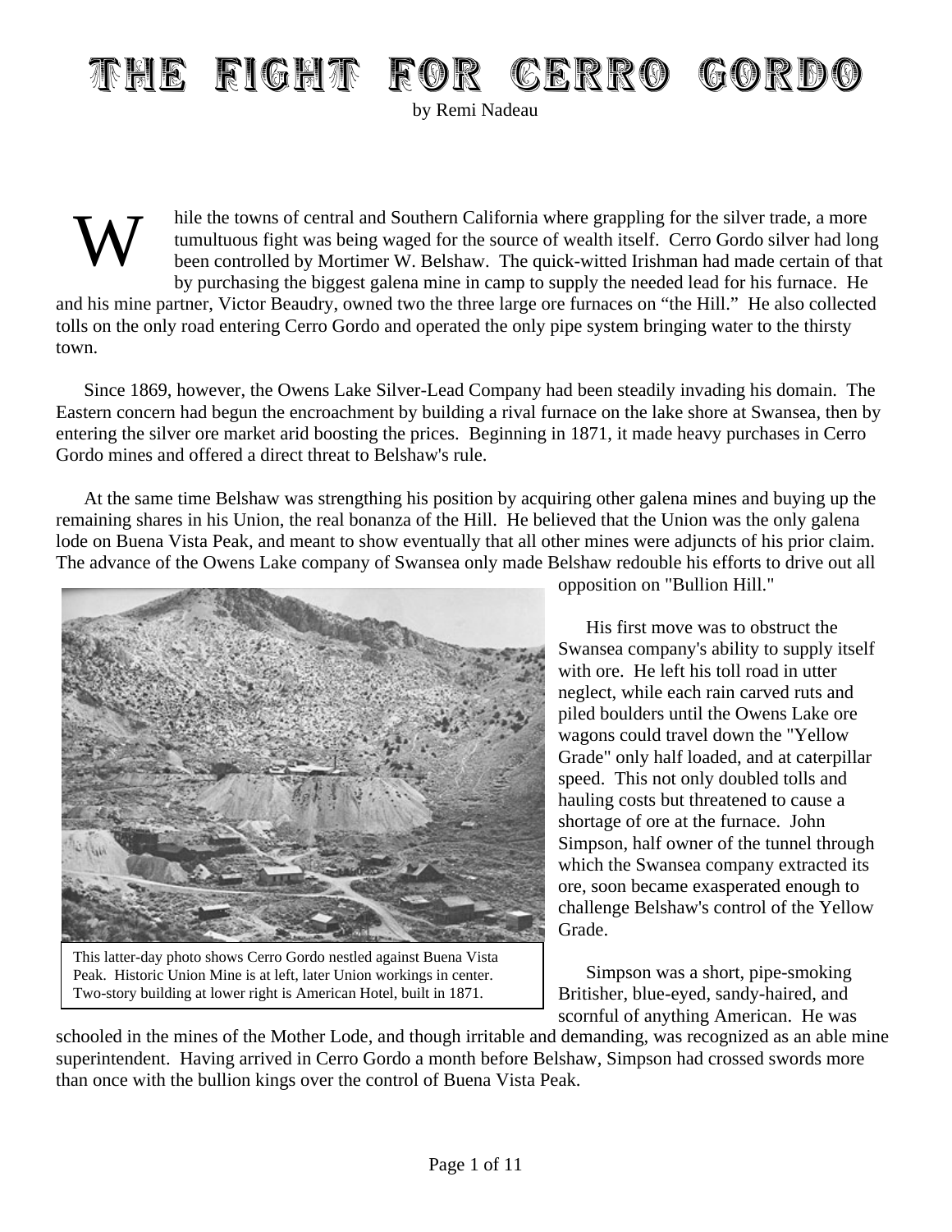# THE FIGHT FOR CERRO GORDO

by Remi Nadeau

While the towns of central and Southern California where grappling for the silver trade, a more tumultuous fight was being waged for the source of wealth itself. Cerro Gordo silver had long been controlled by Mortimer W. Belshaw. The quick-witted Irishman had made certain of that by purchasing the biggest galena mine in camp to supply the needed lead for his furnace. He and his mine partner, Victor Beaudry, owned two the three large ore furnaces on "the Hill." He also collected tolls on the only road entering Cerro Gordo and operated the only pipe system bringing water to the thirsty town.

Since 1869, however, the Owens Lake Silver-Lead Company had been steadily invading his domain. The Eastern concern had begun the encroachment by building a rival furnace on the lake shore at Swansea, then by entering the silver ore market arid boosting the prices. Beginning in 1871, it made heavy purchases in Cerro Gordo mines and offered a direct threat to Belshaw's rule.

At the same time Belshaw was strengthing his position by acquiring other galena mines and buying up the remaining shares in his Union, the real bonanza of the Hill. He believed that the Union was the only galena lode on Buena Vista Peak, and meant to show eventually that all other mines were adjuncts of his prior claim. The advance of the Owens Lake company of Swansea only made Belshaw redouble his efforts to drive out all opposition on "Bullion Hill."

This latter-day photo shows Cerro Gordo nestled against Buena Vista Peak. Historic Union Mine is at left, later Union workings in center. Two-story building at lower right is American Hotel, built in 1871.

His first move was to obstruct the Swansea company's ability to supply itself with ore. He left his toll road in utter neglect, while each rain carved ruts and piled boulders until the Owens Lake ore wagons could travel down the "Yellow Grade" only half loaded, and at caterpillar speed. This not only doubled tolls and hauling costs but threatened to cause a shortage of ore at the furnace. John Simpson, half owner of the tunnel through which the Swansea company extracted its ore, soon became exasperated enough to challenge Belshaw's control of the Yellow Grade.

Simpson was a short, pipe-smoking Britisher, blue-eyed, sandy-haired, and scornful of anything American. He was schooled in the mines of the Mother Lode, and though irritable and demanding, was recognized as an able mine superintendent. Having arrived in Cerro Gordo a month before Belshaw, Simpson had crossed swords more than once with the bullion kings over the control of Buena Vista Peak.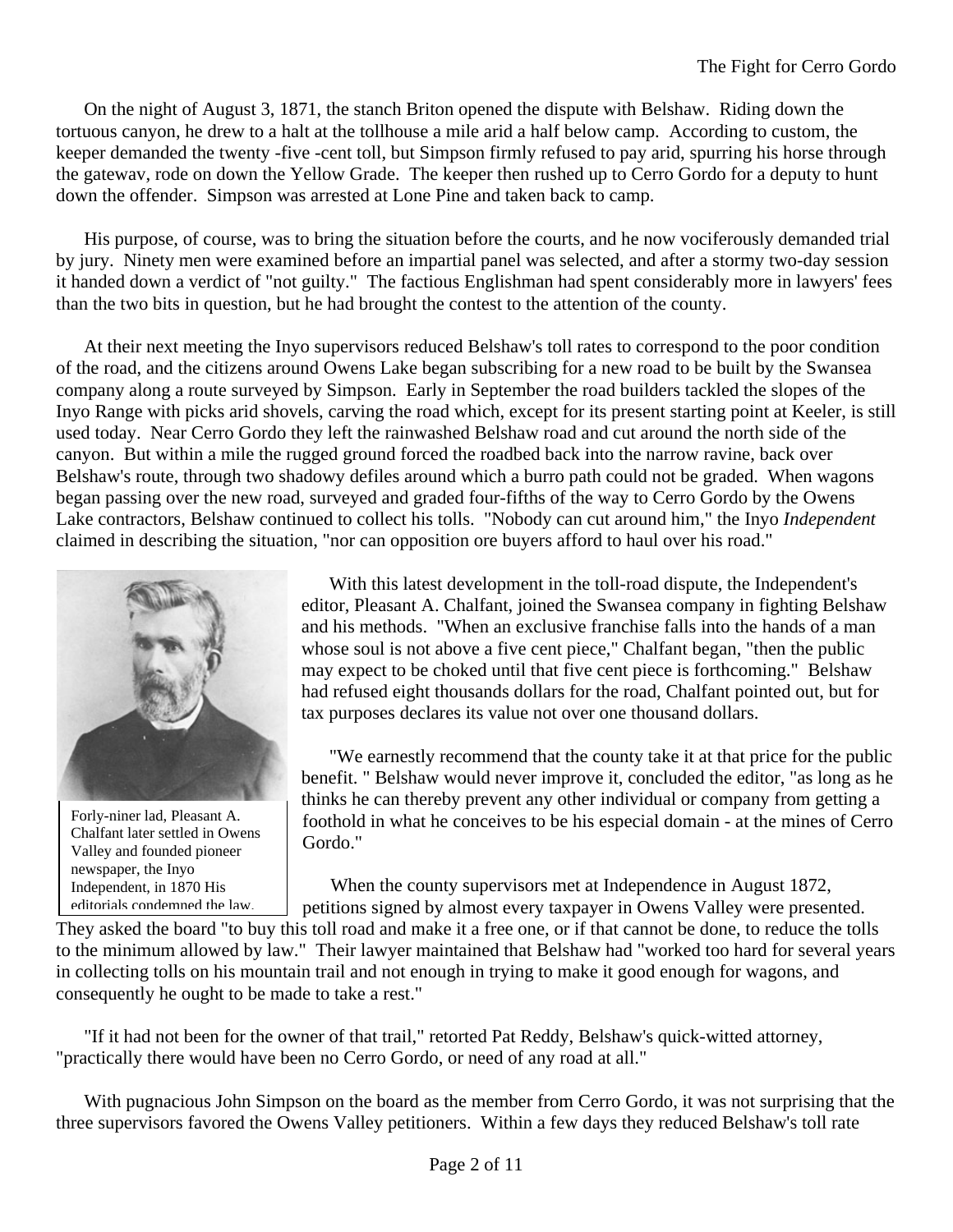On the night of August 3, 1871, the stanch Briton opened the dispute with Belshaw. Riding down the tortuous canyon, he drew to a halt at the tollhouse a mile arid a half below camp. According to custom, the keeper demanded the twenty -five -cent toll, but Simpson firmly refused to pay arid, spurring his horse through the gatewav, rode on down the Yellow Grade. The keeper then rushed up to Cerro Gordo for a deputy to hunt down the offender. Simpson was arrested at Lone Pine and taken back to camp.

His purpose, of course, was to bring the situation before the courts, and he now vociferously demanded trial by jury. Ninety men were examined before an impartial panel was selected, and after a stormy two-day session it handed down a verdict of "not guilty." The factious Englishman had spent considerably more in lawyers' fees than the two bits in question, but he had brought the contest to the attention of the county.

At their next meeting the Inyo supervisors reduced Belshaw's toll rates to correspond to the poor condition of the road, and the citizens around Owens Lake began subscribing for a new road to be built by the Swansea company along a route surveyed by Simpson. Early in September the road builders tackled the slopes of the Inyo Range with picks arid shovels, carving the road which, except for its present starting point at Keeler, is still used today. Near Cerro Gordo they left the rainwashed Belshaw road and cut around the north side of the canyon. But within a mile the rugged ground forced the roadbed back into the narrow ravine, back over Belshaw's route, through two shadowy defiles around which a burro path could not be graded. When wagons began passing over the new road, surveyed and graded four-fifths of the way to Cerro Gordo by the Owens Lake contractors, Belshaw continued to collect his tolls. "Nobody can cut around him," the Inyo *Independent* claimed in describing the situation, "nor can opposition ore buyers afford to haul over his road."

Forly-niner lad, Pleasant A. Chalfant later settled in Owens Valley and founded pioneer newspaper, the Inyo Independent, in 1870 His editorials condemned the law.

With this latest development in the toll-road dispute, the Independent's editor, Pleasant A. Chalfant, joined the Swansea company in fighting Belshaw and his methods. "When an exclusive franchise falls into the hands of a man whose soul is not above a five cent piece," Chalfant began, "then the public may expect to be choked until that five cent piece is forthcoming." Belshaw had refused eight thousands dollars for the road, Chalfant pointed out, but for tax purposes declares its value not over one thousand dollars.

"We earnestly recommend that the county take it at that price for the public benefit. " Belshaw would never improve it, concluded the editor, "as long as he thinks he can thereby prevent any other individual or company from getting a foothold in what he conceives to be his especial domain - at the mines of Cerro Gordo."

When the county supervisors met at Independence in August 1872, petitions signed by almost every taxpayer in Owens Valley were presented. They asked the board "to buy this toll road and make it a free one, or if that cannot be done, to reduce the tolls to the minimum allowed by law." Their lawyer maintained that Belshaw had "worked too hard for several years in collecting tolls on his mountain trail and not enough in trying to make it good enough for wagons, and consequently he ought to be made to take a rest."

"If it had not been for the owner of that trail," retorted Pat Reddy, Belshaw's quick-witted attorney, "practically there would have been no Cerro Gordo, or need of any road at all."

With pugnacious John Simpson on the board as the member from Cerro Gordo, it was not surprising that the three supervisors favored the Owens Valley petitioners. Within a few days they reduced Belshaw's toll rate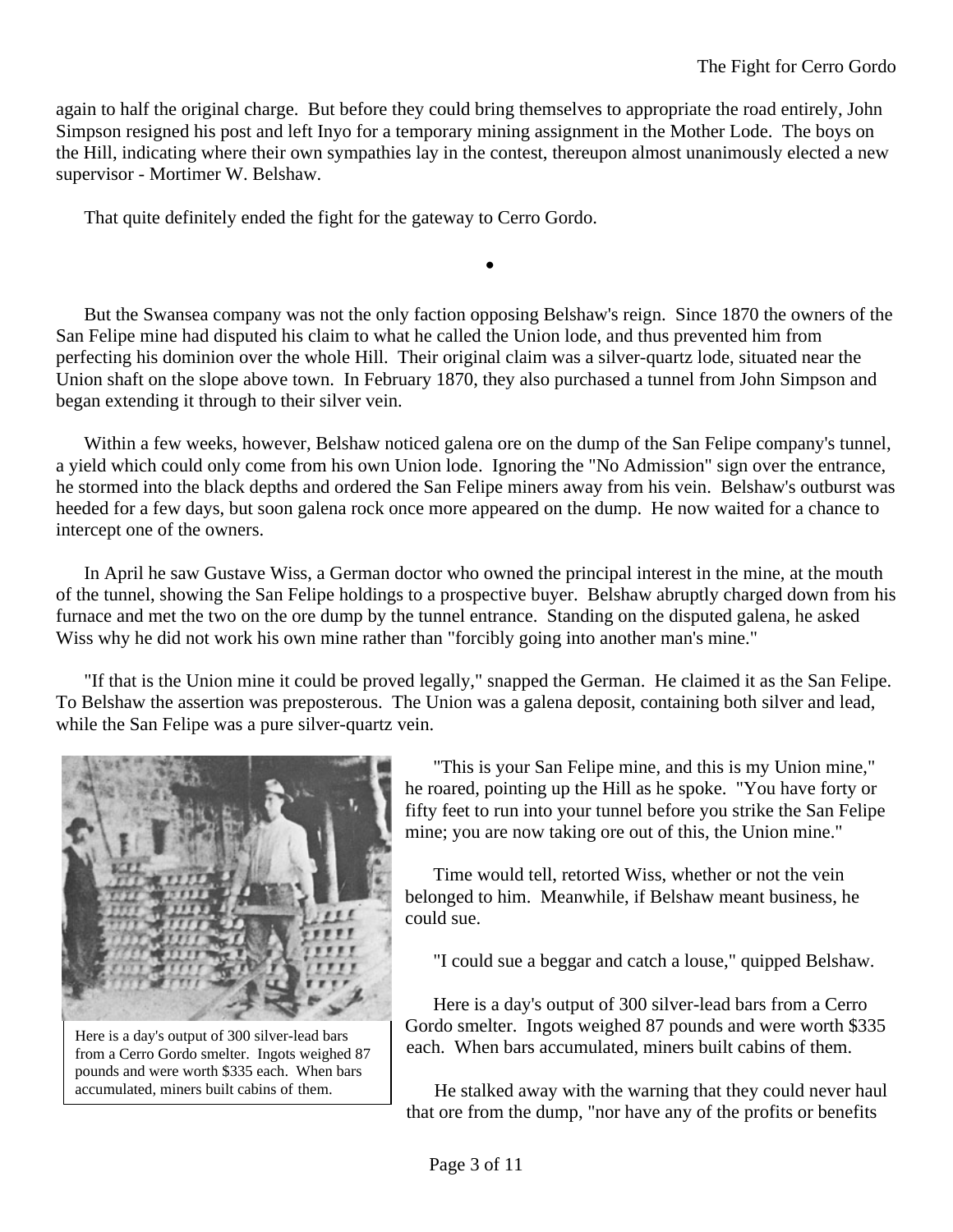again to half the original charge. But before they could bring themselves to appropriate the road entirely, John Simpson resigned his post and left Inyo for a temporary mining assignment in the Mother Lode. The boys on the Hill, indicating where their own sympathies lay in the contest, thereupon almost unanimously elected a new supervisor - Mortimer W. Belshaw.

That quite definitely ended the fight for the gateway to Cerro Gordo.

•

But the Swansea company was not the only faction opposing Belshaw's reign. Since 1870 the owners of the San Felipe mine had disputed his claim to what he called the Union lode, and thus prevented him from perfecting his dominion over the whole Hill. Their original claim was a silver-quartz lode, situated near the Union shaft on the slope above town. In February 1870, they also purchased a tunnel from John Simpson and began extending it through to their silver vein.

Within a few weeks, however, Belshaw noticed galena ore on the dump of the San Felipe company's tunnel, a yield which could only come from his own Union lode. Ignoring the "No Admission" sign over the entrance, he stormed into the black depths and ordered the San Felipe miners away from his vein. Belshaw's outburst was heeded for a few days, but soon galena rock once more appeared on the dump. He now waited for a chance to intercept one of the owners.

In April he saw Gustave Wiss, a German doctor who owned the principal interest in the mine, at the mouth of the tunnel, showing the San Felipe holdings to a prospective buyer. Belshaw abruptly charged down from his furnace and met the two on the ore dump by the tunnel entrance. Standing on the disputed galena, he asked Wiss why he did not work his own mine rather than "forcibly going into another man's mine."

"If that is the Union mine it could be proved legally," snapped the German. He claimed it as the San Felipe. To Belshaw the assertion was preposterous. The Union was a galena deposit, containing both silver and lead, while the San Felipe was a pure silver-quartz vein.

Here is a day's output of 300 silver-lead bars from a Cerro Gordo smelter. Ingots weighed 87 pounds and were worth $335 each. When bars accumulated, miners built cabins of them.

"This is your San Felipe mine, and this is my Union mine," he roared, pointing up the Hill as he spoke. "You have forty or fifty feet to run into your tunnel before you strike the San Felipe mine; you are now taking ore out of this, the Union mine."

Time would tell, retorted Wiss, whether or not the vein belonged to him. Meanwhile, if Belshaw meant business, he could sue.

"I could sue a beggar and catch a louse," quipped Belshaw.

Here is a day's output of 300 silver-lead bars from a Cerro Gordo smelter. Ingots weighed 87 pounds and were worth $335 each. When bars accumulated, miners built cabins of them.

He stalked away with the warning that they could never haul that ore from the dump, "nor have any of the profits or benefits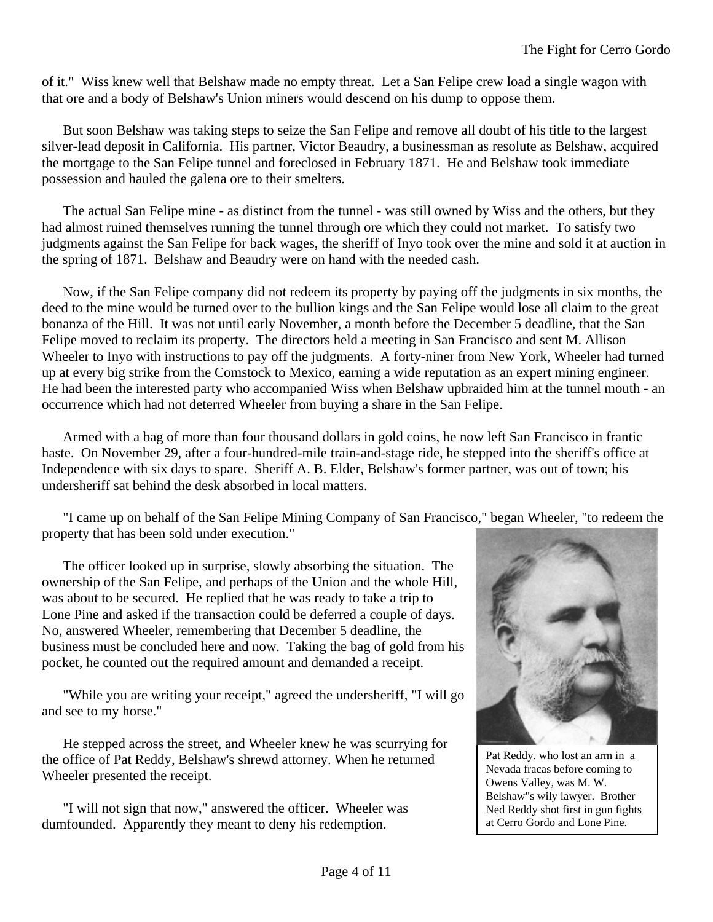of it." Wiss knew well that Belshaw made no empty threat. Let a San Felipe crew load a single wagon with that ore and a body of Belshaw's Union miners would descend on his dump to oppose them.

But soon Belshaw was taking steps to seize the San Felipe and remove all doubt of his title to the largest silver-lead deposit in California. His partner, Victor Beaudry, a businessman as resolute as Belshaw, acquired the mortgage to the San Felipe tunnel and foreclosed in February 1871. He and Belshaw took immediate possession and hauled the galena ore to their smelters.

The actual San Felipe mine - as distinct from the tunnel - was still owned by Wiss and the others, but they had almost ruined themselves running the tunnel through ore which they could not market. To satisfy two judgments against the San Felipe for back wages, the sheriff of Inyo took over the mine and sold it at auction in the spring of 1871. Belshaw and Beaudry were on hand with the needed cash.

Now, if the San Felipe company did not redeem its property by paying off the judgments in six months, the deed to the mine would be turned over to the bullion kings and the San Felipe would lose all claim to the great bonanza of the Hill. It was not until early November, a month before the December 5 deadline, that the San Felipe moved to reclaim its property. The directors held a meeting in San Francisco and sent M. Allison Wheeler to Inyo with instructions to pay off the judgments. A forty-niner from New York, Wheeler had turned up at every big strike from the Comstock to Mexico, earning a wide reputation as an expert mining engineer. He had been the interested party who accompanied Wiss when Belshaw upbraided him at the tunnel mouth - an occurrence which had not deterred Wheeler from buying a share in the San Felipe.

Armed with a bag of more than four thousand dollars in gold coins, he now left San Francisco in frantic haste. On November 29, after a four-hundred-mile train-and-stage ride, he stepped into the sheriff's office at Independence with six days to spare. Sheriff A. B. Elder, Belshaw's former partner, was out of town; his undersheriff sat behind the desk absorbed in local matters.

"I came up on behalf of the San Felipe Mining Company of San Francisco," began Wheeler, "to redeem the property that has been sold under execution."

The officer looked up in surprise, slowly absorbing the situation. The ownership of the San Felipe, and perhaps of the Union and the whole Hill, was about to be secured. He replied that he was ready to take a trip to Lone Pine and asked if the transaction could be deferred a couple of days. No, answered Wheeler, remembering that December 5 deadline, the business must be concluded here and now. Taking the bag of gold from his pocket, he counted out the required amount and demanded a receipt.

"While you are writing your receipt," agreed the undersheriff, "I will go and see to my horse."

He stepped across the street, and Wheeler knew he was scurrying for the office of Pat Reddy, Belshaw's shrewd attorney. When he returned Wheeler presented the receipt.

"I will not sign that now," answered the officer. Wheeler was dumfounded. Apparently they meant to deny his redemption.

Pat Reddy. who lost an arm in a Nevada fracas before coming to Owens Valley, was M. W. Belshaw"s wily lawyer. Brother Ned Reddy shot first in gun fights at Cerro Gordo and Lone Pine.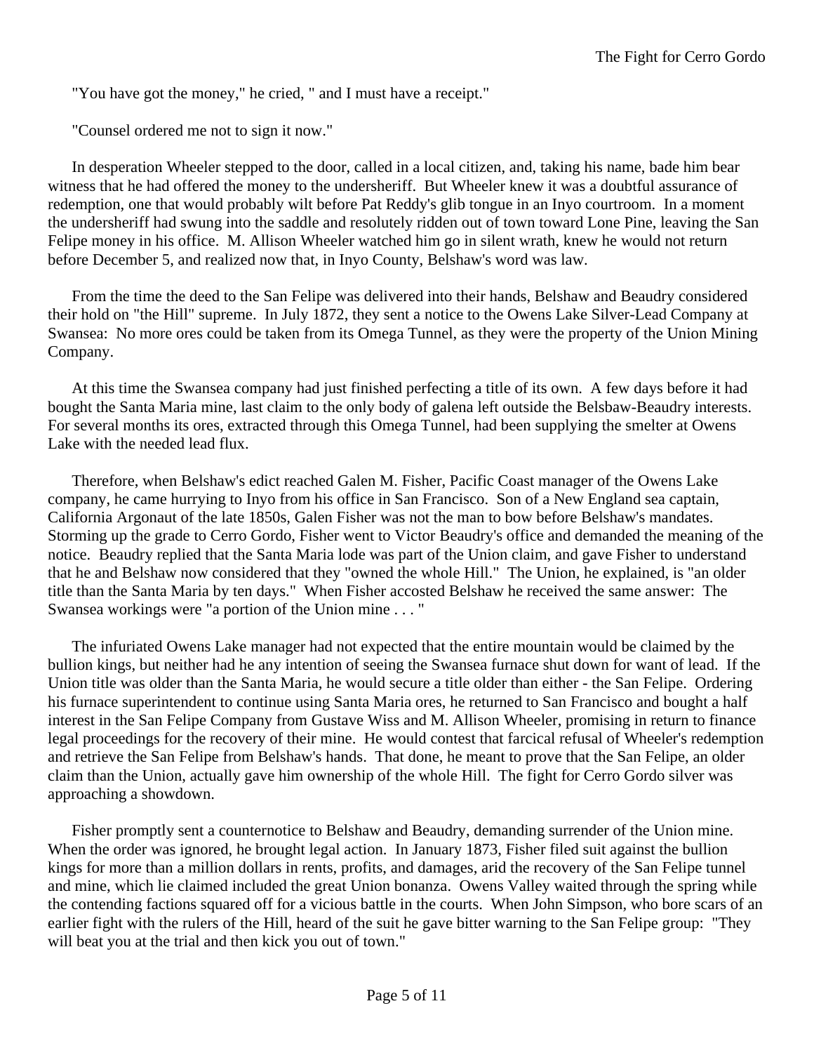"You have got the money," he cried, " and I must have a receipt."

"Counsel ordered me not to sign it now."

In desperation Wheeler stepped to the door, called in a local citizen, and, taking his name, bade him bear witness that he had offered the money to the undersheriff. But Wheeler knew it was a doubtful assurance of redemption, one that would probably wilt before Pat Reddy's glib tongue in an Inyo courtroom. In a moment the undersheriff had swung into the saddle and resolutely ridden out of town toward Lone Pine, leaving the San Felipe money in his office. M. Allison Wheeler watched him go in silent wrath, knew he would not return before December 5, and realized now that, in Inyo County, Belshaw's word was law.

From the time the deed to the San Felipe was delivered into their hands, Belshaw and Beaudry considered their hold on "the Hill" supreme. In July 1872, they sent a notice to the Owens Lake Silver-Lead Company at Swansea: No more ores could be taken from its Omega Tunnel, as they were the property of the Union Mining Company.

At this time the Swansea company had just finished perfecting a title of its own. A few days before it had bought the Santa Maria mine, last claim to the only body of galena left outside the Belsbaw-Beaudry interests. For several months its ores, extracted through this Omega Tunnel, had been supplying the smelter at Owens Lake with the needed lead flux.

Therefore, when Belshaw's edict reached Galen M. Fisher, Pacific Coast manager of the Owens Lake company, he came hurrying to Inyo from his office in San Francisco. Son of a New England sea captain, California Argonaut of the late 1850s, Galen Fisher was not the man to bow before Belshaw's mandates. Storming up the grade to Cerro Gordo, Fisher went to Victor Beaudry's office and demanded the meaning of the notice. Beaudry replied that the Santa Maria lode was part of the Union claim, and gave Fisher to understand that he and Belshaw now considered that they "owned the whole Hill." The Union, he explained, is "an older title than the Santa Maria by ten days." When Fisher accosted Belshaw he received the same answer: The Swansea workings were "a portion of the Union mine . . . "

The infuriated Owens Lake manager had not expected that the entire mountain would be claimed by the bullion kings, but neither had he any intention of seeing the Swansea furnace shut down for want of lead. If the Union title was older than the Santa Maria, he would secure a title older than either - the San Felipe. Ordering his furnace superintendent to continue using Santa Maria ores, he returned to San Francisco and bought a half interest in the San Felipe Company from Gustave Wiss and M. Allison Wheeler, promising in return to finance legal proceedings for the recovery of their mine. He would contest that farcical refusal of Wheeler's redemption and retrieve the San Felipe from Belshaw's hands. That done, he meant to prove that the San Felipe, an older claim than the Union, actually gave him ownership of the whole Hill. The fight for Cerro Gordo silver was approaching a showdown.

Fisher promptly sent a counternotice to Belshaw and Beaudry, demanding surrender of the Union mine. When the order was ignored, he brought legal action. In January 1873, Fisher filed suit against the bullion kings for more than a million dollars in rents, profits, and damages, arid the recovery of the San Felipe tunnel and mine, which lie claimed included the great Union bonanza. Owens Valley waited through the spring while the contending factions squared off for a vicious battle in the courts. When John Simpson, who bore scars of an earlier fight with the rulers of the Hill, heard of the suit he gave bitter warning to the San Felipe group: "They will beat you at the trial and then kick you out of town."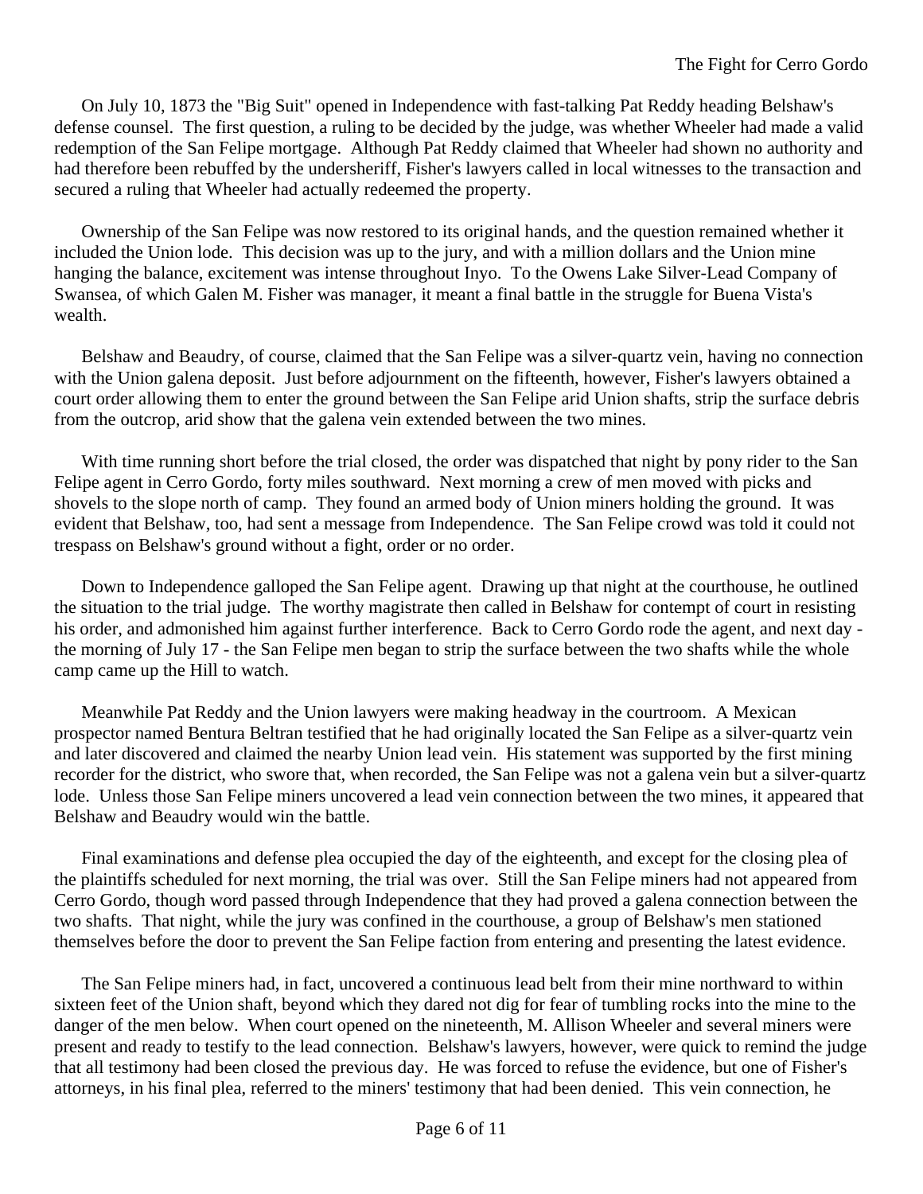On July 10, 1873 the "Big Suit" opened in Independence with fast-talking Pat Reddy heading Belshaw's defense counsel. The first question, a ruling to be decided by the judge, was whether Wheeler had made a valid redemption of the San Felipe mortgage. Although Pat Reddy claimed that Wheeler had shown no authority and had therefore been rebuffed by the undersheriff, Fisher's lawyers called in local witnesses to the transaction and secured a ruling that Wheeler had actually redeemed the property.

Ownership of the San Felipe was now restored to its original hands, and the question remained whether it included the Union lode. This decision was up to the jury, and with a million dollars and the Union mine hanging the balance, excitement was intense throughout Inyo. To the Owens Lake Silver-Lead Company of Swansea, of which Galen M. Fisher was manager, it meant a final battle in the struggle for Buena Vista's wealth.

Belshaw and Beaudry, of course, claimed that the San Felipe was a silver-quartz vein, having no connection with the Union galena deposit. Just before adjournment on the fifteenth, however, Fisher's lawyers obtained a court order allowing them to enter the ground between the San Felipe arid Union shafts, strip the surface debris from the outcrop, arid show that the galena vein extended between the two mines.

With time running short before the trial closed, the order was dispatched that night by pony rider to the San Felipe agent in Cerro Gordo, forty miles southward. Next morning a crew of men moved with picks and shovels to the slope north of camp. They found an armed body of Union miners holding the ground. It was evident that Belshaw, too, had sent a message from Independence. The San Felipe crowd was told it could not trespass on Belshaw's ground without a fight, order or no order.

Down to Independence galloped the San Felipe agent. Drawing up that night at the courthouse, he outlined the situation to the trial judge. The worthy magistrate then called in Belshaw for contempt of court in resisting his order, and admonished him against further interference. Back to Cerro Gordo rode the agent, and next day - the morning of July 17 - the San Felipe men began to strip the surface between the two shafts while the whole camp came up the Hill to watch.

Meanwhile Pat Reddy and the Union lawyers were making headway in the courtroom. A Mexican prospector named Bentura Beltran testified that he had originally located the San Felipe as a silver-quartz vein and later discovered and claimed the nearby Union lead vein. His statement was supported by the first mining recorder for the district, who swore that, when recorded, the San Felipe was not a galena vein but a silver-quartz lode. Unless those San Felipe miners uncovered a lead vein connection between the two mines, it appeared that Belshaw and Beaudry would win the battle.

Final examinations and defense plea occupied the day of the eighteenth, and except for the closing plea of the plaintiffs scheduled for next morning, the trial was over. Still the San Felipe miners had not appeared from Cerro Gordo, though word passed through Independence that they had proved a galena connection between the two shafts. That night, while the jury was confined in the courthouse, a group of Belshaw's men stationed themselves before the door to prevent the San Felipe faction from entering and presenting the latest evidence.

The San Felipe miners had, in fact, uncovered a continuous lead belt from their mine northward to within sixteen feet of the Union shaft, beyond which they dared not dig for fear of tumbling rocks into the mine to the danger of the men below. When court opened on the nineteenth, M. Allison Wheeler and several miners were present and ready to testify to the lead connection. Belshaw's lawyers, however, were quick to remind the judge that all testimony had been closed the previous day. He was forced to refuse the evidence, but one of Fisher's attorneys, in his final plea, referred to the miners' testimony that had been denied. This vein connection, he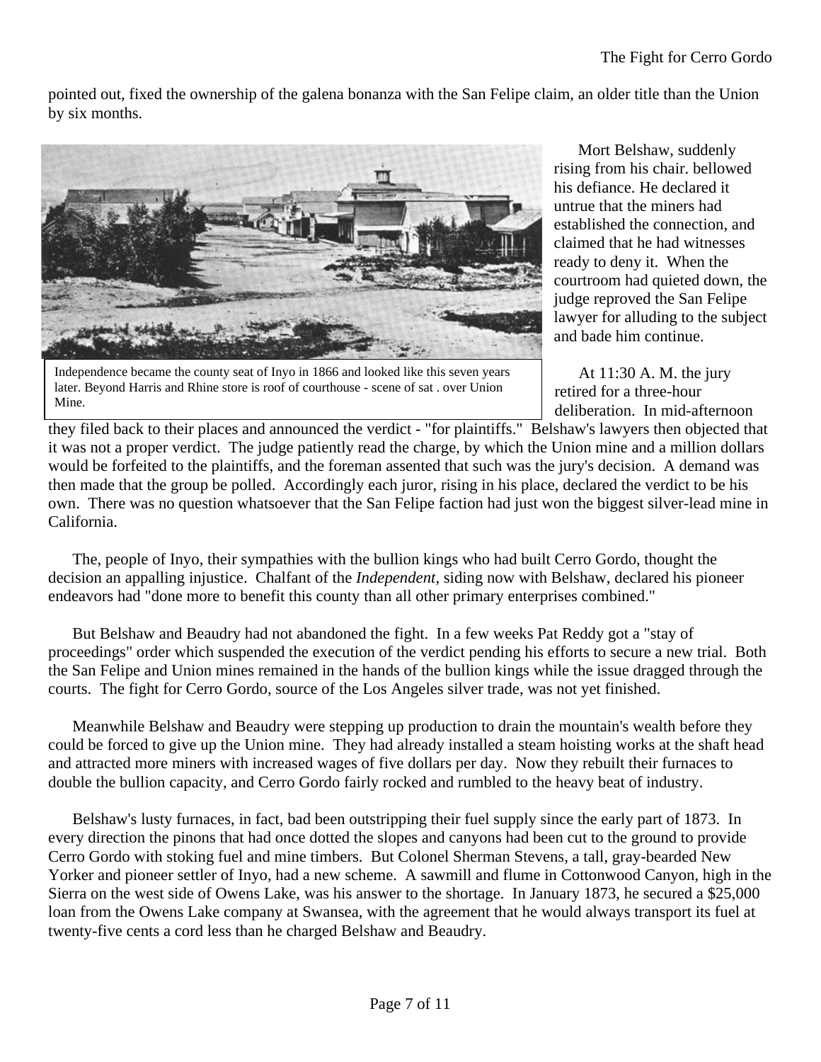pointed out, fixed the ownership of the galena bonanza with the San Felipe claim, an older title than the Union by six months.

Independence became the county seat of Inyo in 1866 and looked like this seven years later. Beyond Harris and Rhine store is roof of courthouse - scene of sat . over Union Mine.

Mort Belshaw, suddenly rising from his chair. bellowed his defiance. He declared it untrue that the miners had established the connection, and claimed that he had witnesses ready to deny it. When the courtroom had quieted down, the judge reproved the San Felipe lawyer for alluding to the subject and bade him continue.

At 11:30 A. M. the jury retired for a three-hour deliberation. In mid-afternoon they filed back to their places and announced the verdict - "for plaintiffs." Belshaw's lawyers then objected that it was not a proper verdict. The judge patiently read the charge, by which the Union mine and a million dollars would be forfeited to the plaintiffs, and the foreman assented that such was the jury's decision. A demand was then made that the group be polled. Accordingly each juror, rising in his place, declared the verdict to be his own. There was no question whatsoever that the San Felipe faction had just won the biggest silver-lead mine in California.

The, people of Inyo, their sympathies with the bullion kings who had built Cerro Gordo, thought the decision an appalling injustice. Chalfant of the *Independent*, siding now with Belshaw, declared his pioneer endeavors had "done more to benefit this county than all other primary enterprises combined."

But Belshaw and Beaudry had not abandoned the fight. In a few weeks Pat Reddy got a "stay of proceedings" order which suspended the execution of the verdict pending his efforts to secure a new trial. Both the San Felipe and Union mines remained in the hands of the bullion kings while the issue dragged through the courts. The fight for Cerro Gordo, source of the Los Angeles silver trade, was not yet finished.

Meanwhile Belshaw and Beaudry were stepping up production to drain the mountain's wealth before they could be forced to give up the Union mine. They had already installed a steam hoisting works at the shaft head and attracted more miners with increased wages of five dollars per day. Now they rebuilt their furnaces to double the bullion capacity, and Cerro Gordo fairly rocked and rumbled to the heavy beat of industry.

Belshaw's lusty furnaces, in fact, bad been outstripping their fuel supply since the early part of 1873. In every direction the pinons that had once dotted the slopes and canyons had been cut to the ground to provide Cerro Gordo with stoking fuel and mine timbers. But Colonel Sherman Stevens, a tall, gray-bearded New Yorker and pioneer settler of Inyo, had a new scheme. A sawmill and flume in Cottonwood Canyon, high in the Sierra on the west side of Owens Lake, was his answer to the shortage. In January 1873, he secured a $25,000 loan from the Owens Lake company at Swansea, with the agreement that he would always transport its fuel at twenty-five cents a cord less than he charged Belshaw and Beaudry.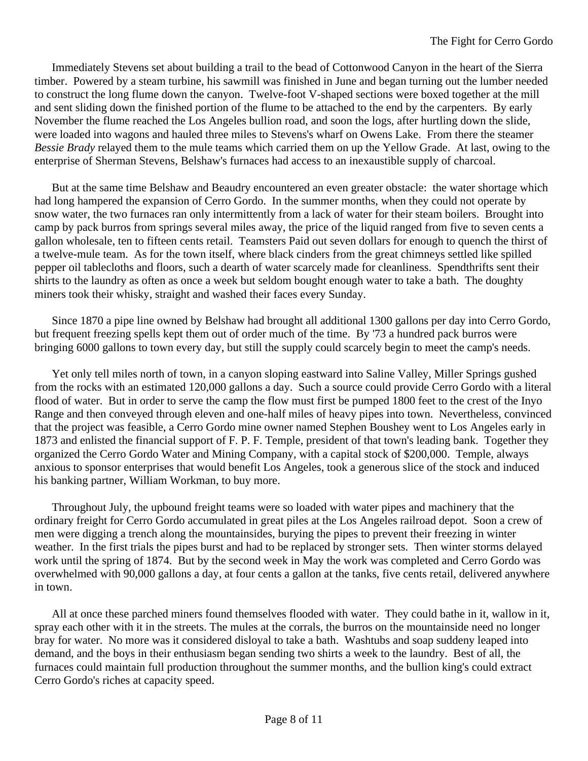Immediately Stevens set about building a trail to the bead of Cottonwood Canyon in the heart of the Sierra timber. Powered by a steam turbine, his sawmill was finished in June and began turning out the lumber needed to construct the long flume down the canyon. Twelve-foot V-shaped sections were boxed together at the mill and sent sliding down the finished portion of the flume to be attached to the end by the carpenters. By early November the flume reached the Los Angeles bullion road, and soon the logs, after hurtling down the slide, were loaded into wagons and hauled three miles to Stevens's wharf on Owens Lake. From there the steamer *Bessie Brady* relayed them to the mule teams which carried them on up the Yellow Grade. At last, owing to the enterprise of Sherman Stevens, Belshaw's furnaces had access to an inexaustible supply of charcoal.

But at the same time Belshaw and Beaudry encountered an even greater obstacle: the water shortage which had long hampered the expansion of Cerro Gordo. In the summer months, when they could not operate by snow water, the two furnaces ran only intermittently from a lack of water for their steam boilers. Brought into camp by pack burros from springs several miles away, the price of the liquid ranged from five to seven cents a gallon wholesale, ten to fifteen cents retail. Teamsters Paid out seven dollars for enough to quench the thirst of a twelve-mule team. As for the town itself, where black cinders from the great chimneys settled like spilled pepper oil tablecloths and floors, such a dearth of water scarcely made for cleanliness. Spendthrifts sent their shirts to the laundry as often as once a week but seldom bought enough water to take a bath. The doughty miners took their whisky, straight and washed their faces every Sunday.

Since 1870 a pipe line owned by Belshaw had brought all additional 1300 gallons per day into Cerro Gordo, but frequent freezing spells kept them out of order much of the time. By '73 a hundred pack burros were bringing 6000 gallons to town every day, but still the supply could scarcely begin to meet the camp's needs.

Yet only tell miles north of town, in a canyon sloping eastward into Saline Valley, Miller Springs gushed from the rocks with an estimated 120,000 gallons a day. Such a source could provide Cerro Gordo with a literal flood of water. But in order to serve the camp the flow must first be pumped 1800 feet to the crest of the Inyo Range and then conveyed through eleven and one-half miles of heavy pipes into town. Nevertheless, convinced that the project was feasible, a Cerro Gordo mine owner named Stephen Boushey went to Los Angeles early in 1873 and enlisted the financial support of F. P. F. Temple, president of that town's leading bank. Together they organized the Cerro Gordo Water and Mining Company, with a capital stock of $200,000. Temple, always anxious to sponsor enterprises that would benefit Los Angeles, took a generous slice of the stock and induced his banking partner, William Workman, to buy more.

Throughout July, the upbound freight teams were so loaded with water pipes and machinery that the ordinary freight for Cerro Gordo accumulated in great piles at the Los Angeles railroad depot. Soon a crew of men were digging a trench along the mountainsides, burying the pipes to prevent their freezing in winter weather. In the first trials the pipes burst and had to be replaced by stronger sets. Then winter storms delayed work until the spring of 1874. But by the second week in May the work was completed and Cerro Gordo was overwhelmed with 90,000 gallons a day, at four cents a gallon at the tanks, five cents retail, delivered anywhere in town.

All at once these parched miners found themselves flooded with water. They could bathe in it, wallow in it, spray each other with it in the streets. The mules at the corrals, the burros on the mountainside need no longer bray for water. No more was it considered disloyal to take a bath. Washtubs and soap suddeny leaped into demand, and the boys in their enthusiasm began sending two shirts a week to the laundry. Best of all, the furnaces could maintain full production throughout the summer months, and the bullion king's could extract Cerro Gordo's riches at capacity speed.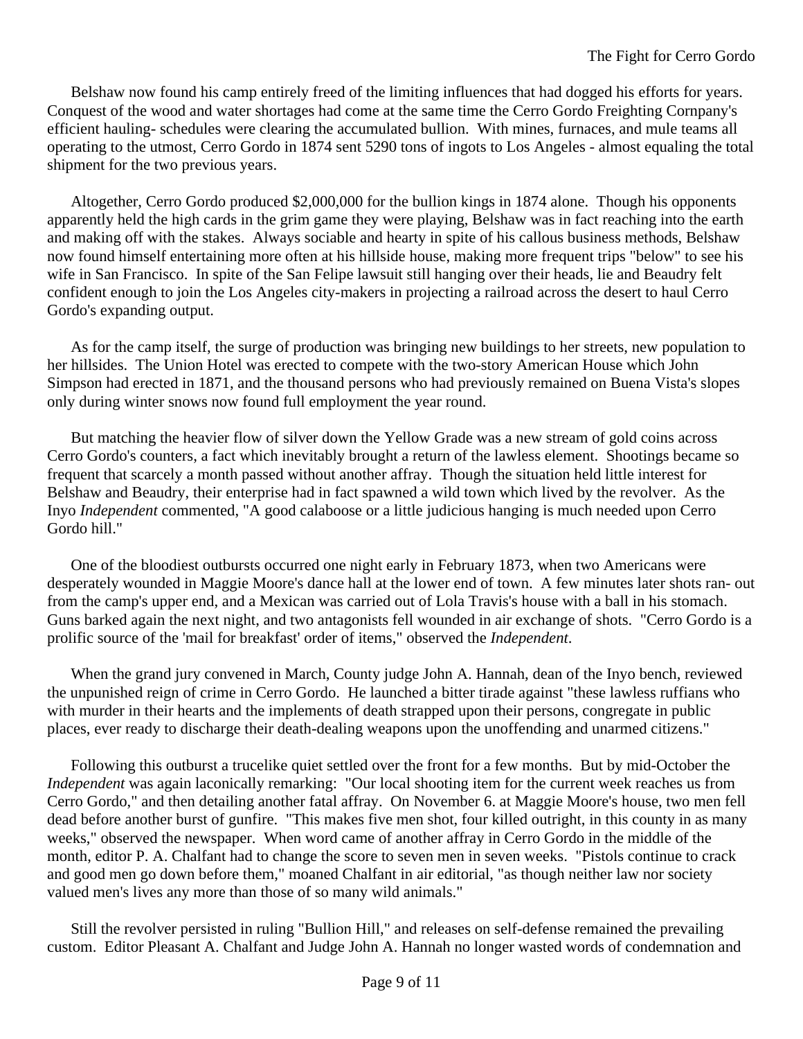Belshaw now found his camp entirely freed of the limiting influences that had dogged his efforts for years. Conquest of the wood and water shortages had come at the same time the Cerro Gordo Freighting Cornpany's efficient hauling- schedules were clearing the accumulated bullion. With mines, furnaces, and mule teams all operating to the utmost, Cerro Gordo in 1874 sent 5290 tons of ingots to Los Angeles - almost equaling the total shipment for the two previous years.

Altogether, Cerro Gordo produced $2,000,000 for the bullion kings in 1874 alone. Though his opponents apparently held the high cards in the grim game they were playing, Belshaw was in fact reaching into the earth and making off with the stakes. Always sociable and hearty in spite of his callous business methods, Belshaw now found himself entertaining more often at his hillside house, making more frequent trips "below" to see his wife in San Francisco. In spite of the San Felipe lawsuit still hanging over their heads, lie and Beaudry felt confident enough to join the Los Angeles city-makers in projecting a railroad across the desert to haul Cerro Gordo's expanding output.

As for the camp itself, the surge of production was bringing new buildings to her streets, new population to her hillsides. The Union Hotel was erected to compete with the two-story American House which John Simpson had erected in 1871, and the thousand persons who had previously remained on Buena Vista's slopes only during winter snows now found full employment the year round.

But matching the heavier flow of silver down the Yellow Grade was a new stream of gold coins across Cerro Gordo's counters, a fact which inevitably brought a return of the lawless element. Shootings became so frequent that scarcely a month passed without another affray. Though the situation held little interest for Belshaw and Beaudry, their enterprise had in fact spawned a wild town which lived by the revolver. As the Inyo *Independent* commented, "A good calaboose or a little judicious hanging is much needed upon Cerro Gordo hill."

One of the bloodiest outbursts occurred one night early in February 1873, when two Americans were desperately wounded in Maggie Moore's dance hall at the lower end of town. A few minutes later shots ran- out from the camp's upper end, and a Mexican was carried out of Lola Travis's house with a ball in his stomach. Guns barked again the next night, and two antagonists fell wounded in air exchange of shots. "Cerro Gordo is a prolific source of the 'mail for breakfast' order of items," observed the *Independent*.

When the grand jury convened in March, County judge John A. Hannah, dean of the Inyo bench, reviewed the unpunished reign of crime in Cerro Gordo. He launched a bitter tirade against "these lawless ruffians who with murder in their hearts and the implements of death strapped upon their persons, congregate in public places, ever ready to discharge their death-dealing weapons upon the unoffending and unarmed citizens."

Following this outburst a trucelike quiet settled over the front for a few months. But by mid-October the *Independent* was again laconically remarking: "Our local shooting item for the current week reaches us from Cerro Gordo," and then detailing another fatal affray. On November 6. at Maggie Moore's house, two men fell dead before another burst of gunfire. "This makes five men shot, four killed outright, in this county in as many weeks," observed the newspaper. When word came of another affray in Cerro Gordo in the middle of the month, editor P. A. Chalfant had to change the score to seven men in seven weeks. "Pistols continue to crack and good men go down before them," moaned Chalfant in air editorial, "as though neither law nor society valued men's lives any more than those of so many wild animals."

Still the revolver persisted in ruling "Bullion Hill," and releases on self-defense remained the prevailing custom. Editor Pleasant A. Chalfant and Judge John A. Hannah no longer wasted words of condemnation and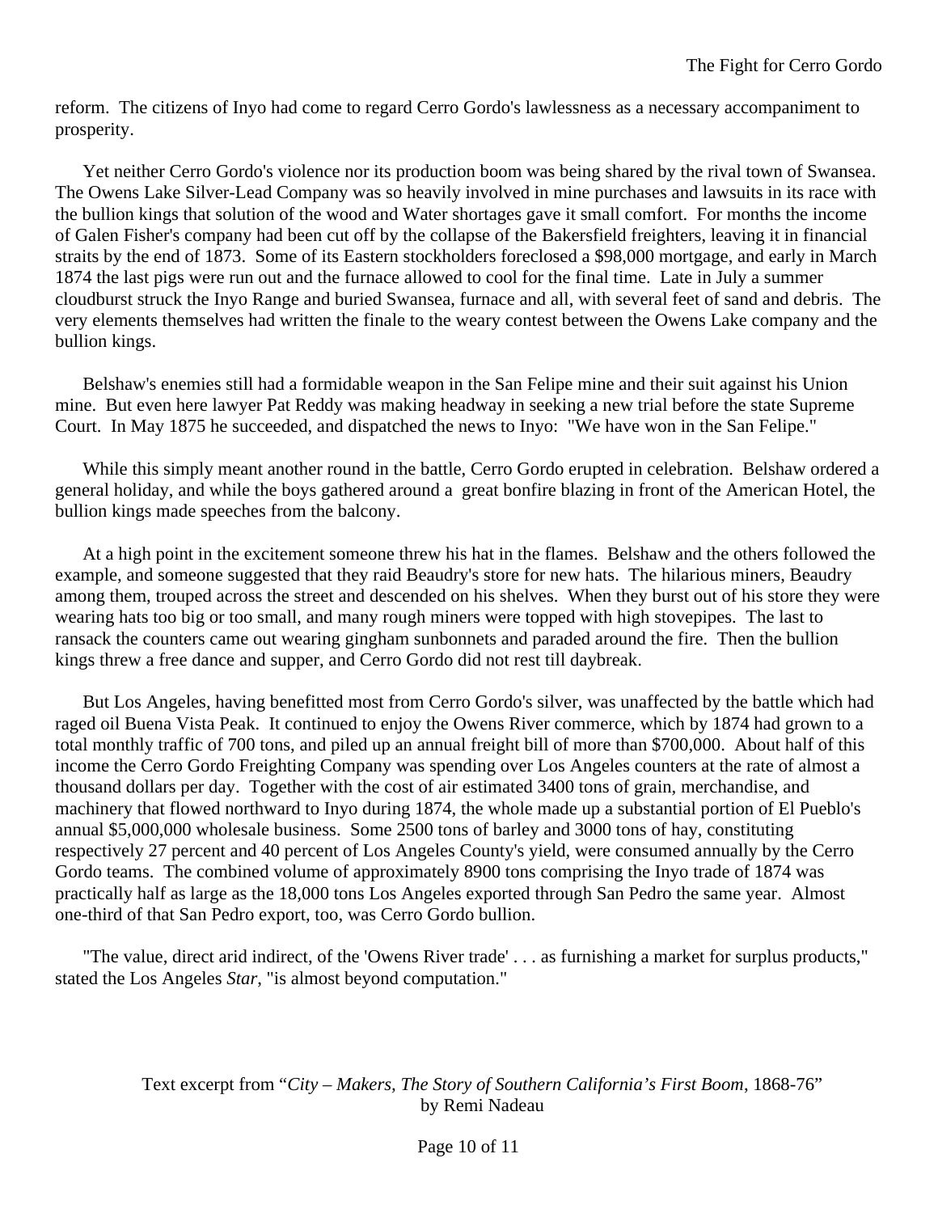reform. The citizens of Inyo had come to regard Cerro Gordo's lawlessness as a necessary accompaniment to prosperity.

Yet neither Cerro Gordo's violence nor its production boom was being shared by the rival town of Swansea. The Owens Lake Silver-Lead Company was so heavily involved in mine purchases and lawsuits in its race with the bullion kings that solution of the wood and Water shortages gave it small comfort. For months the income of Galen Fisher's company had been cut off by the collapse of the Bakersfield freighters, leaving it in financial straits by the end of 1873. Some of its Eastern stockholders foreclosed a $98,000 mortgage, and early in March 1874 the last pigs were run out and the furnace allowed to cool for the final time. Late in July a summer cloudburst struck the Inyo Range and buried Swansea, furnace and all, with several feet of sand and debris. The very elements themselves had written the finale to the weary contest between the Owens Lake company and the bullion kings.

Belshaw's enemies still had a formidable weapon in the San Felipe mine and their suit against his Union mine. But even here lawyer Pat Reddy was making headway in seeking a new trial before the state Supreme Court. In May 1875 he succeeded, and dispatched the news to Inyo: "We have won in the San Felipe."

While this simply meant another round in the battle, Cerro Gordo erupted in celebration. Belshaw ordered a general holiday, and while the boys gathered around a great bonfire blazing in front of the American Hotel, the bullion kings made speeches from the balcony.

At a high point in the excitement someone threw his hat in the flames. Belshaw and the others followed the example, and someone suggested that they raid Beaudry's store for new hats. The hilarious miners, Beaudry among them, trouped across the street and descended on his shelves. When they burst out of his store they were wearing hats too big or too small, and many rough miners were topped with high stovepipes. The last to ransack the counters came out wearing gingham sunbonnets and paraded around the fire. Then the bullion kings threw a free dance and supper, and Cerro Gordo did not rest till daybreak.

But Los Angeles, having benefitted most from Cerro Gordo's silver, was unaffected by the battle which had raged oil Buena Vista Peak. It continued to enjoy the Owens River commerce, which by 1874 had grown to a total monthly traffic of 700 tons, and piled up an annual freight bill of more than $700,000. About half of this income the Cerro Gordo Freighting Company was spending over Los Angeles counters at the rate of almost a thousand dollars per day. Together with the cost of air estimated 3400 tons of grain, merchandise, and machinery that flowed northward to Inyo during 1874, the whole made up a substantial portion of El Pueblo's annual $5,000,000 wholesale business. Some 2500 tons of barley and 3000 tons of hay, constituting respectively 27 percent and 40 percent of Los Angeles County's yield, were consumed annually by the Cerro Gordo teams. The combined volume of approximately 8900 tons comprising the Inyo trade of 1874 was practically half as large as the 18,000 tons Los Angeles exported through San Pedro the same year. Almost one-third of that San Pedro export, too, was Cerro Gordo bullion.

"The value, direct arid indirect, of the 'Owens River trade' . . . as furnishing a market for surplus products," stated the Los Angeles *Star*, "is almost beyond computation."

Text excerpt from "*City – Makers, The Story of Southern California's First Boom*, 1868-76" by Remi Nadeau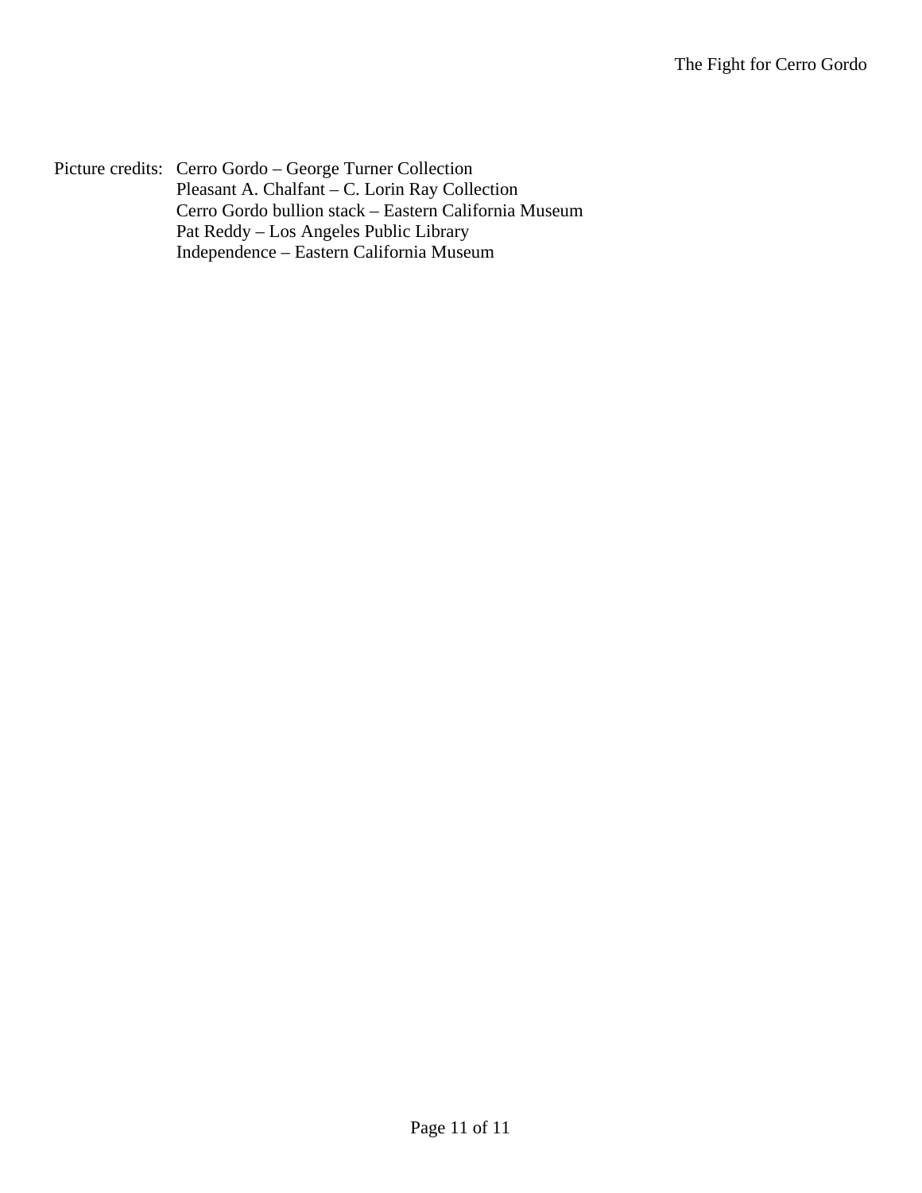Picture credits: Cerro Gordo – George Turner Collection
Pleasant A. Chalfant – C. Lorin Ray Collection
Cerro Gordo bullion stack – Eastern California Museum
Pat Reddy – Los Angeles Public Library
Independence – Eastern California Museum